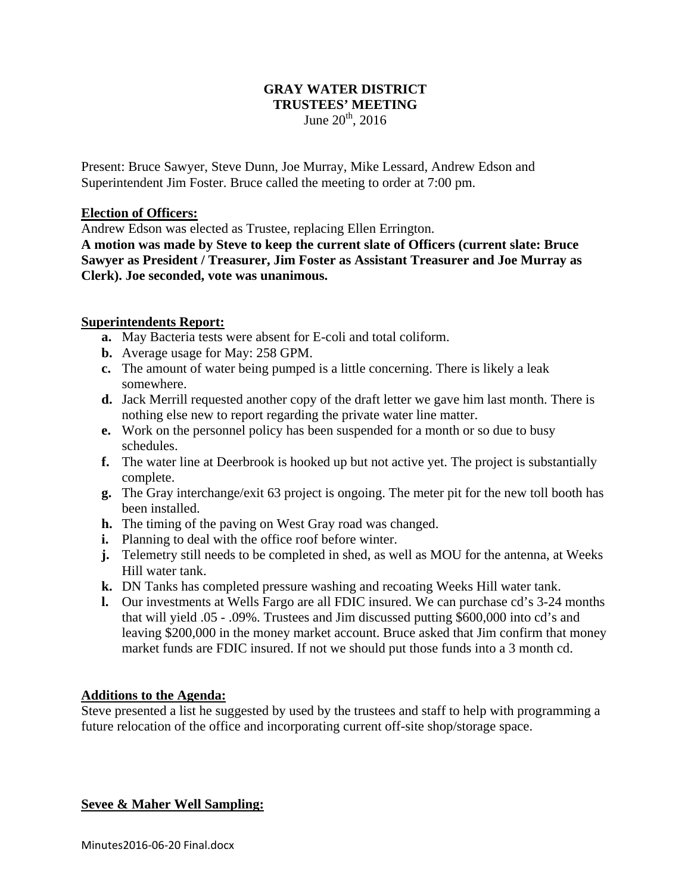# GRAY WATER DISTRICT
## TRUSTEES' MEETING
June $20^{th}$, 2016

Present: Bruce Sawyer, Steve Dunn, Joe Murray, Mike Lessard, Andrew Edson and Superintendent Jim Foster. Bruce called the meeting to order at 7:00 pm.

**Election of Officers:**

Andrew Edson was elected as Trustee, replacing Ellen Errington.

**A motion was made by Steve to keep the current slate of Officers (current slate: Bruce Sawyer as President / Treasurer, Jim Foster as Assistant Treasurer and Joe Murray as Clerk). Joe seconded, vote was unanimous.**

**Superintendents Report:**

- **a.** May Bacteria tests were absent for E-coli and total coliform.
- **b.** Average usage for May: 258 GPM.
- **c.** The amount of water being pumped is a little concerning. There is likely a leak somewhere.
- **d.** Jack Merrill requested another copy of the draft letter we gave him last month. There is nothing else new to report regarding the private water line matter.
- **e.** Work on the personnel policy has been suspended for a month or so due to busy schedules.
- **f.** The water line at Deerbrook is hooked up but not active yet. The project is substantially complete.
- **g.** The Gray interchange/exit 63 project is ongoing. The meter pit for the new toll booth has been installed.
- **h.** The timing of the paving on West Gray road was changed.
- **i.** Planning to deal with the office roof before winter.
- **j.** Telemetry still needs to be completed in shed, as well as MOU for the antenna, at Weeks Hill water tank.
- **k.** DN Tanks has completed pressure washing and recoating Weeks Hill water tank.
- **l.** Our investments at Wells Fargo are all FDIC insured. We can purchase cd's 3-24 months that will yield .05 - .09%. Trustees and Jim discussed putting $600,000 into cd's and leaving $200,000 in the money market account. Bruce asked that Jim confirm that money market funds are FDIC insured. If not we should put those funds into a 3 month cd.

**Additions to the Agenda:**

Steve presented a list he suggested by used by the trustees and staff to help with programming a future relocation of the office and incorporating current off-site shop/storage space.

**Sevee & Maher Well Sampling:**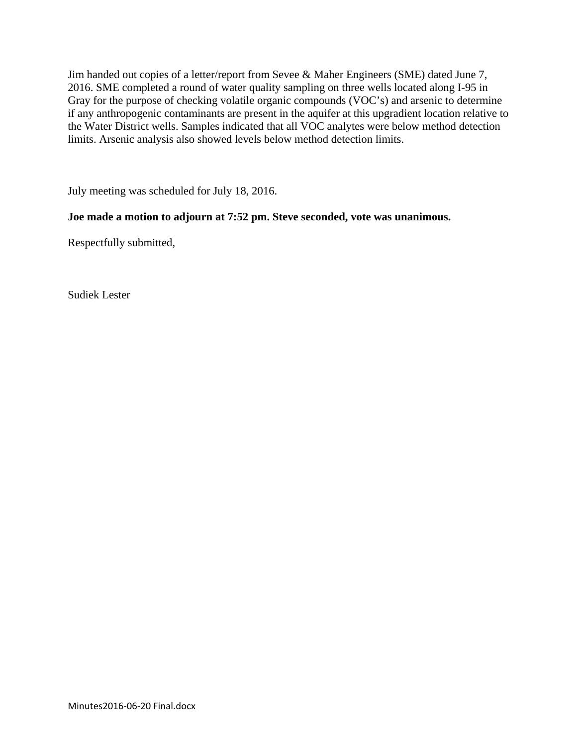Jim handed out copies of a letter/report from Sevee & Maher Engineers (SME) dated June 7, 2016. SME completed a round of water quality sampling on three wells located along I-95 in Gray for the purpose of checking volatile organic compounds (VOC's) and arsenic to determine if any anthropogenic contaminants are present in the aquifer at this upgradient location relative to the Water District wells. Samples indicated that all VOC analytes were below method detection limits. Arsenic analysis also showed levels below method detection limits.

July meeting was scheduled for July 18, 2016.

**Joe made a motion to adjourn at 7:52 pm. Steve seconded, vote was unanimous.**

Respectfully submitted,

Sudiek Lester